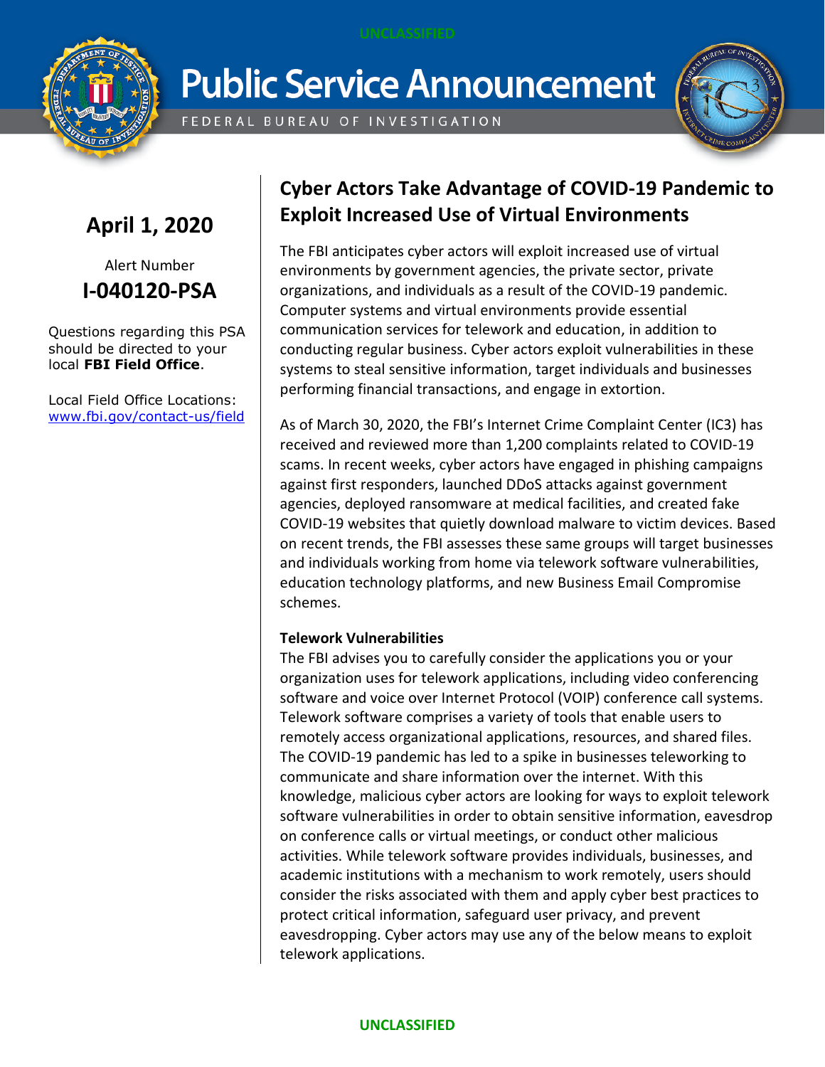# Public Service Announcement

FEDERAL BUREAU OF INVESTIGATION

**April 1, 2020**

Alert Number

**I-040120-PSA**

Questions regarding this PSA should be directed to your local **FBI Field Office**.

Local Field Office Locations: www.fbi.gov/contact-us/field

## Cyber Actors Take Advantage of COVID-19 Pandemic to Exploit Increased Use of Virtual Environments

The FBI anticipates cyber actors will exploit increased use of virtual environments by government agencies, the private sector, private organizations, and individuals as a result of the COVID-19 pandemic. Computer systems and virtual environments provide essential communication services for telework and education, in addition to conducting regular business. Cyber actors exploit vulnerabilities in these systems to steal sensitive information, target individuals and businesses performing financial transactions, and engage in extortion.

As of March 30, 2020, the FBI's Internet Crime Complaint Center (IC3) has received and reviewed more than 1,200 complaints related to COVID-19 scams. In recent weeks, cyber actors have engaged in phishing campaigns against first responders, launched DDoS attacks against government agencies, deployed ransomware at medical facilities, and created fake COVID-19 websites that quietly download malware to victim devices. Based on recent trends, the FBI assesses these same groups will target businesses and individuals working from home via telework software vulnerabilities, education technology platforms, and new Business Email Compromise schemes.

**Telework Vulnerabilities**

The FBI advises you to carefully consider the applications you or your organization uses for telework applications, including video conferencing software and voice over Internet Protocol (VOIP) conference call systems. Telework software comprises a variety of tools that enable users to remotely access organizational applications, resources, and shared files. The COVID-19 pandemic has led to a spike in businesses teleworking to communicate and share information over the internet. With this knowledge, malicious cyber actors are looking for ways to exploit telework software vulnerabilities in order to obtain sensitive information, eavesdrop on conference calls or virtual meetings, or conduct other malicious activities. While telework software provides individuals, businesses, and academic institutions with a mechanism to work remotely, users should consider the risks associated with them and apply cyber best practices to protect critical information, safeguard user privacy, and prevent eavesdropping. Cyber actors may use any of the below means to exploit telework applications.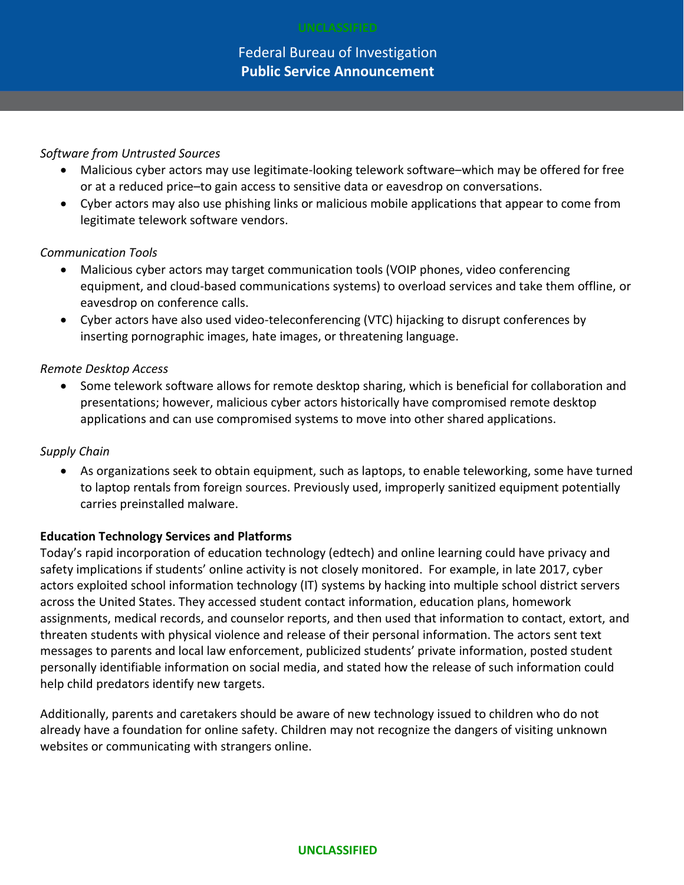*Software from Untrusted Sources*

- Malicious cyber actors may use legitimate-looking telework software–which may be offered for free or at a reduced price–to gain access to sensitive data or eavesdrop on conversations.
- Cyber actors may also use phishing links or malicious mobile applications that appear to come from legitimate telework software vendors.

*Communication Tools*

- Malicious cyber actors may target communication tools (VOIP phones, video conferencing equipment, and cloud-based communications systems) to overload services and take them offline, or eavesdrop on conference calls.
- Cyber actors have also used video-teleconferencing (VTC) hijacking to disrupt conferences by inserting pornographic images, hate images, or threatening language.

*Remote Desktop Access*

- Some telework software allows for remote desktop sharing, which is beneficial for collaboration and presentations; however, malicious cyber actors historically have compromised remote desktop applications and can use compromised systems to move into other shared applications.

*Supply Chain*

- As organizations seek to obtain equipment, such as laptops, to enable teleworking, some have turned to laptop rentals from foreign sources. Previously used, improperly sanitized equipment potentially carries preinstalled malware.

**Education Technology Services and Platforms**

Today's rapid incorporation of education technology (edtech) and online learning could have privacy and safety implications if students' online activity is not closely monitored. For example, in late 2017, cyber actors exploited school information technology (IT) systems by hacking into multiple school district servers across the United States. They accessed student contact information, education plans, homework assignments, medical records, and counselor reports, and then used that information to contact, extort, and threaten students with physical violence and release of their personal information. The actors sent text messages to parents and local law enforcement, publicized students' private information, posted student personally identifiable information on social media, and stated how the release of such information could help child predators identify new targets.

Additionally, parents and caretakers should be aware of new technology issued to children who do not already have a foundation for online safety. Children may not recognize the dangers of visiting unknown websites or communicating with strangers online.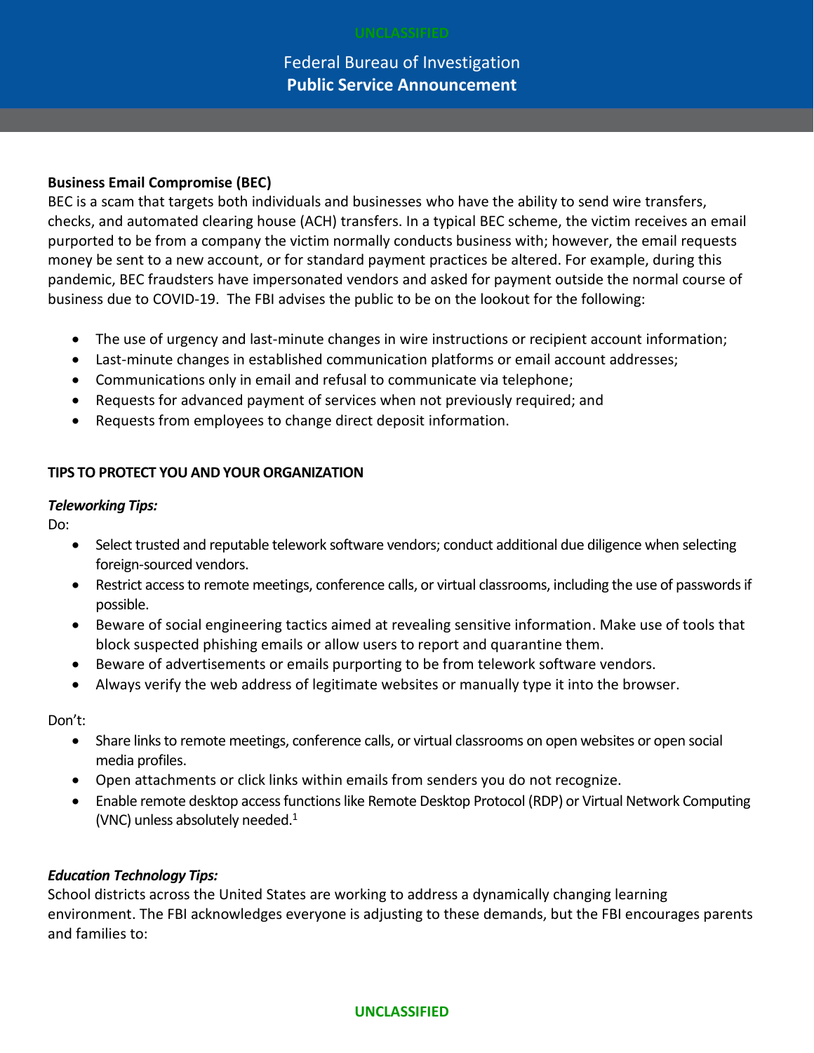**Business Email Compromise (BEC)**

BEC is a scam that targets both individuals and businesses who have the ability to send wire transfers, checks, and automated clearing house (ACH) transfers. In a typical BEC scheme, the victim receives an email purported to be from a company the victim normally conducts business with; however, the email requests money be sent to a new account, or for standard payment practices be altered. For example, during this pandemic, BEC fraudsters have impersonated vendors and asked for payment outside the normal course of business due to COVID-19. The FBI advises the public to be on the lookout for the following:

- The use of urgency and last-minute changes in wire instructions or recipient account information;
- Last-minute changes in established communication platforms or email account addresses;
- Communications only in email and refusal to communicate via telephone;
- Requests for advanced payment of services when not previously required; and
- Requests from employees to change direct deposit information.

**TIPS TO PROTECT YOU AND YOUR ORGANIZATION**

***Teleworking Tips:***

Do:

- Select trusted and reputable telework software vendors; conduct additional due diligence when selecting foreign-sourced vendors.
- Restrict access to remote meetings, conference calls, or virtual classrooms, including the use of passwords if possible.
- Beware of social engineering tactics aimed at revealing sensitive information. Make use of tools that block suspected phishing emails or allow users to report and quarantine them.
- Beware of advertisements or emails purporting to be from telework software vendors.
- Always verify the web address of legitimate websites or manually type it into the browser.

Don't:

- Share links to remote meetings, conference calls, or virtual classrooms on open websites or open social media profiles.
- Open attachments or click links within emails from senders you do not recognize.
- Enable remote desktop access functions like Remote Desktop Protocol (RDP) or Virtual Network Computing (VNC) unless absolutely needed.[1]

***Education Technology Tips:***

School districts across the United States are working to address a dynamically changing learning environment. The FBI acknowledges everyone is adjusting to these demands, but the FBI encourages parents and families to: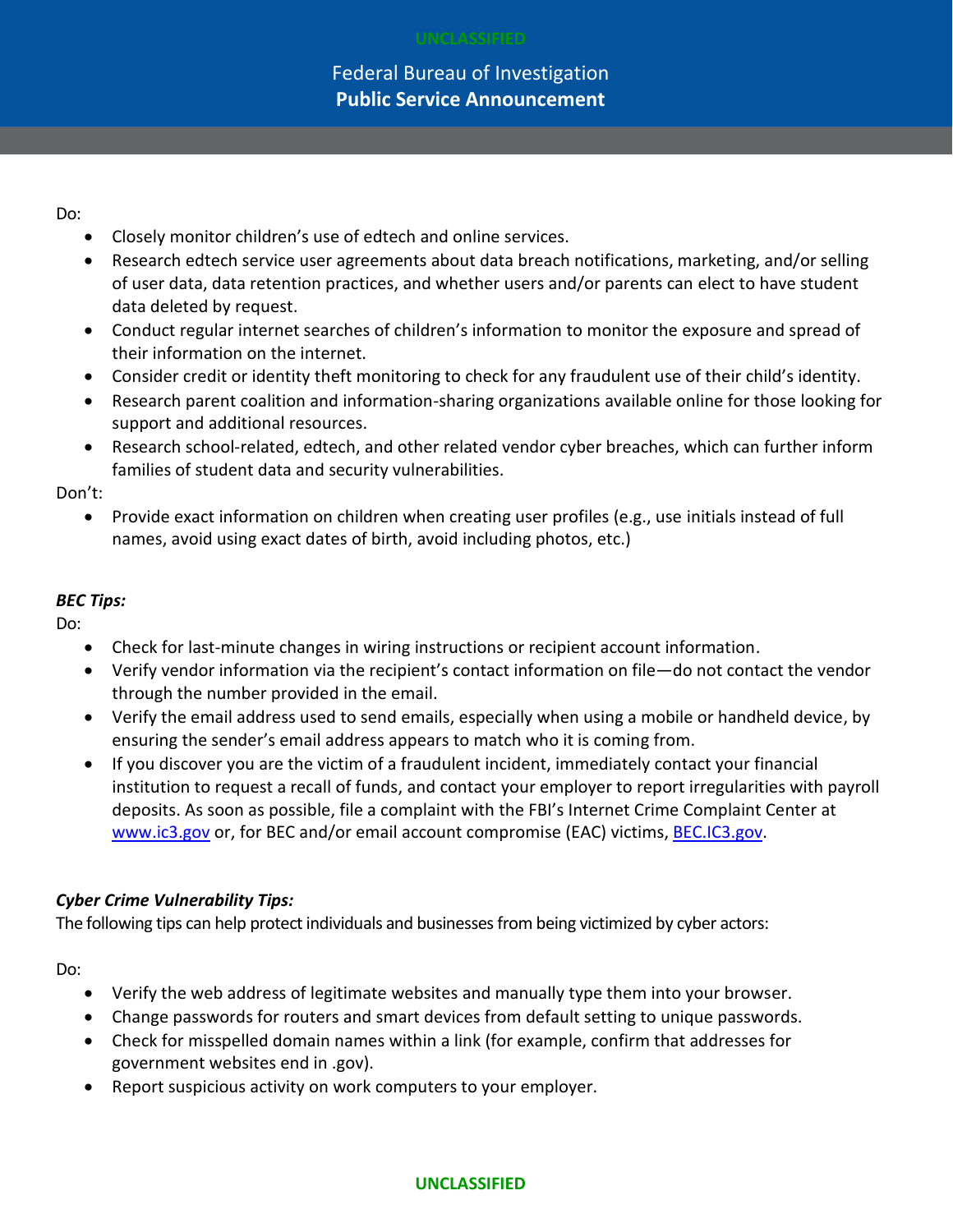Do:

- Closely monitor children's use of edtech and online services.
- Research edtech service user agreements about data breach notifications, marketing, and/or selling of user data, data retention practices, and whether users and/or parents can elect to have student data deleted by request.
- Conduct regular internet searches of children's information to monitor the exposure and spread of their information on the internet.
- Consider credit or identity theft monitoring to check for any fraudulent use of their child's identity.
- Research parent coalition and information-sharing organizations available online for those looking for support and additional resources.
- Research school-related, edtech, and other related vendor cyber breaches, which can further inform families of student data and security vulnerabilities.

Don't:

- Provide exact information on children when creating user profiles (e.g., use initials instead of full names, avoid using exact dates of birth, avoid including photos, etc.)

***BEC Tips:***

Do:

- Check for last-minute changes in wiring instructions or recipient account information.
- Verify vendor information via the recipient's contact information on file—do not contact the vendor through the number provided in the email.
- Verify the email address used to send emails, especially when using a mobile or handheld device, by ensuring the sender's email address appears to match who it is coming from.
- If you discover you are the victim of a fraudulent incident, immediately contact your financial institution to request a recall of funds, and contact your employer to report irregularities with payroll deposits. As soon as possible, file a complaint with the FBI's Internet Crime Complaint Center at www.ic3.gov or, for BEC and/or email account compromise (EAC) victims, BEC.IC3.gov.

***Cyber Crime Vulnerability Tips:***

The following tips can help protect individuals and businesses from being victimized by cyber actors:

Do:

- Verify the web address of legitimate websites and manually type them into your browser.
- Change passwords for routers and smart devices from default setting to unique passwords.
- Check for misspelled domain names within a link (for example, confirm that addresses for government websites end in .gov).
- Report suspicious activity on work computers to your employer.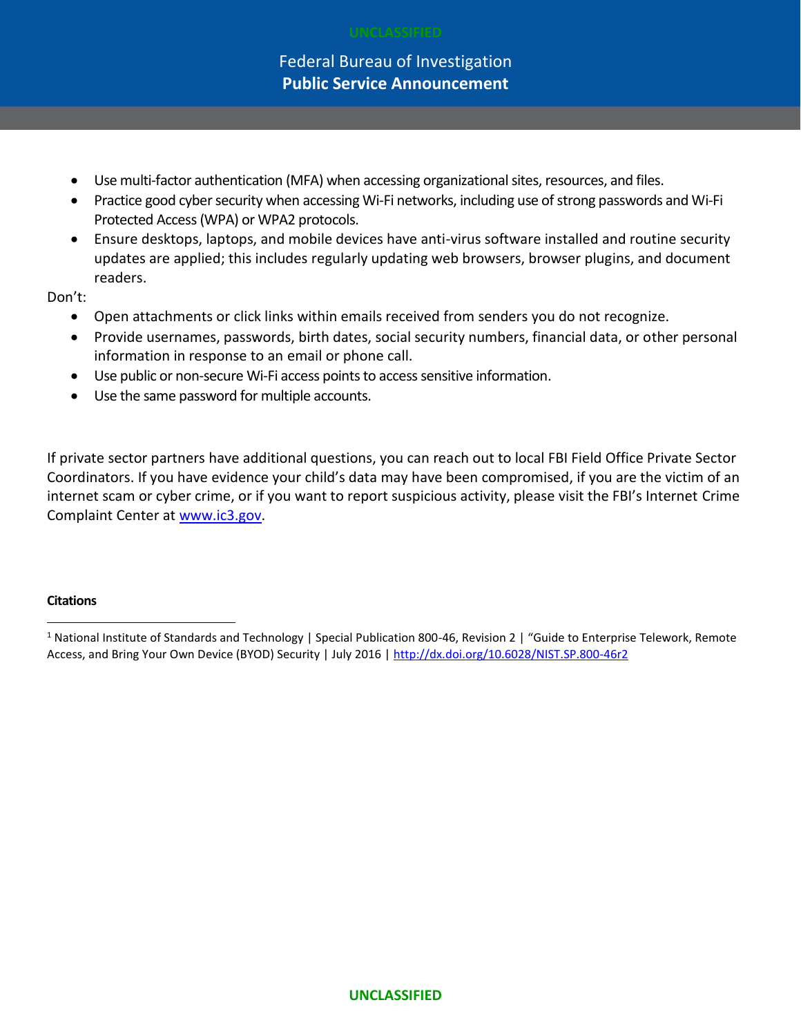- Use multi-factor authentication (MFA) when accessing organizational sites, resources, and files.
- Practice good cyber security when accessing Wi-Fi networks, including use of strong passwords and Wi-Fi Protected Access (WPA) or WPA2 protocols.
- Ensure desktops, laptops, and mobile devices have anti-virus software installed and routine security updates are applied; this includes regularly updating web browsers, browser plugins, and document readers.

Don't:

- Open attachments or click links within emails received from senders you do not recognize.
- Provide usernames, passwords, birth dates, social security numbers, financial data, or other personal information in response to an email or phone call.
- Use public or non-secure Wi-Fi access points to access sensitive information.
- Use the same password for multiple accounts.

If private sector partners have additional questions, you can reach out to local FBI Field Office Private Sector Coordinators. If you have evidence your child's data may have been compromised, if you are the victim of an internet scam or cyber crime, or if you want to report suspicious activity, please visit the FBI's Internet Crime Complaint Center at www.ic3.gov.

**Citations**

[1] National Institute of Standards and Technology | Special Publication 800-46, Revision 2 | "Guide to Enterprise Telework, Remote Access, and Bring Your Own Device (BYOD) Security | July 2016 | http://dx.doi.org/10.6028/NIST.SP.800-46r2